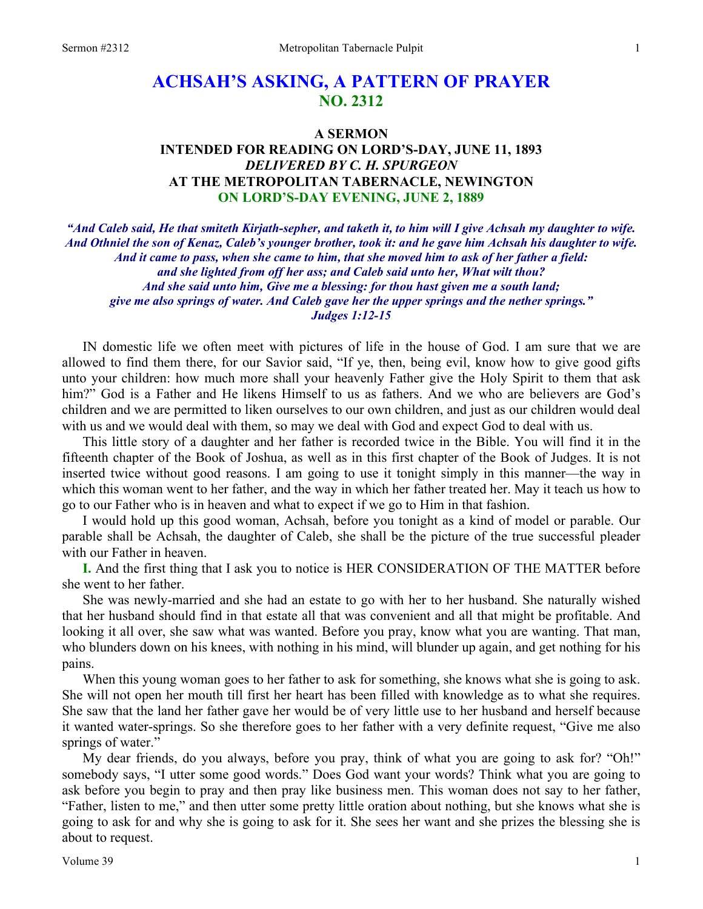# ACHSAH'S ASKING, A PATTERN OF PRAYER
## NO. 2312

### A SERMON
### INTENDED FOR READING ON LORD'S-DAY, JUNE 11, 1893
### *DELIVERED BY C. H. SPURGEON*
### AT THE METROPOLITAN TABERNACLE, NEWINGTON
### ON LORD'S-DAY EVENING, JUNE 2, 1889

***"And Caleb said, He that smiteth Kirjath-sepher, and taketh it, to him will I give Achsah my daughter to wife. And Othniel the son of Kenaz, Caleb's younger brother, took it: and he gave him Achsah his daughter to wife. And it came to pass, when she came to him, that she moved him to ask of her father a field: and she lighted from off her ass; and Caleb said unto her, What wilt thou? And she said unto him, Give me a blessing: for thou hast given me a south land; give me also springs of water. And Caleb gave her the upper springs and the nether springs." Judges 1:12-15***

IN domestic life we often meet with pictures of life in the house of God. I am sure that we are allowed to find them there, for our Savior said, "If ye, then, being evil, know how to give good gifts unto your children: how much more shall your heavenly Father give the Holy Spirit to them that ask him?" God is a Father and He likens Himself to us as fathers. And we who are believers are God's children and we are permitted to liken ourselves to our own children, and just as our children would deal with us and we would deal with them, so may we deal with God and expect God to deal with us.

This little story of a daughter and her father is recorded twice in the Bible. You will find it in the fifteenth chapter of the Book of Joshua, as well as in this first chapter of the Book of Judges. It is not inserted twice without good reasons. I am going to use it tonight simply in this manner—the way in which this woman went to her father, and the way in which her father treated her. May it teach us how to go to our Father who is in heaven and what to expect if we go to Him in that fashion.

I would hold up this good woman, Achsah, before you tonight as a kind of model or parable. Our parable shall be Achsah, the daughter of Caleb, she shall be the picture of the true successful pleader with our Father in heaven.

**I.** And the first thing that I ask you to notice is HER CONSIDERATION OF THE MATTER before she went to her father.

She was newly-married and she had an estate to go with her to her husband. She naturally wished that her husband should find in that estate all that was convenient and all that might be profitable. And looking it all over, she saw what was wanted. Before you pray, know what you are wanting. That man, who blunders down on his knees, with nothing in his mind, will blunder up again, and get nothing for his pains.

When this young woman goes to her father to ask for something, she knows what she is going to ask. She will not open her mouth till first her heart has been filled with knowledge as to what she requires. She saw that the land her father gave her would be of very little use to her husband and herself because it wanted water-springs. So she therefore goes to her father with a very definite request, "Give me also springs of water."

My dear friends, do you always, before you pray, think of what you are going to ask for? "Oh!" somebody says, "I utter some good words." Does God want your words? Think what you are going to ask before you begin to pray and then pray like business men. This woman does not say to her father, "Father, listen to me," and then utter some pretty little oration about nothing, but she knows what she is going to ask for and why she is going to ask for it. She sees her want and she prizes the blessing she is about to request.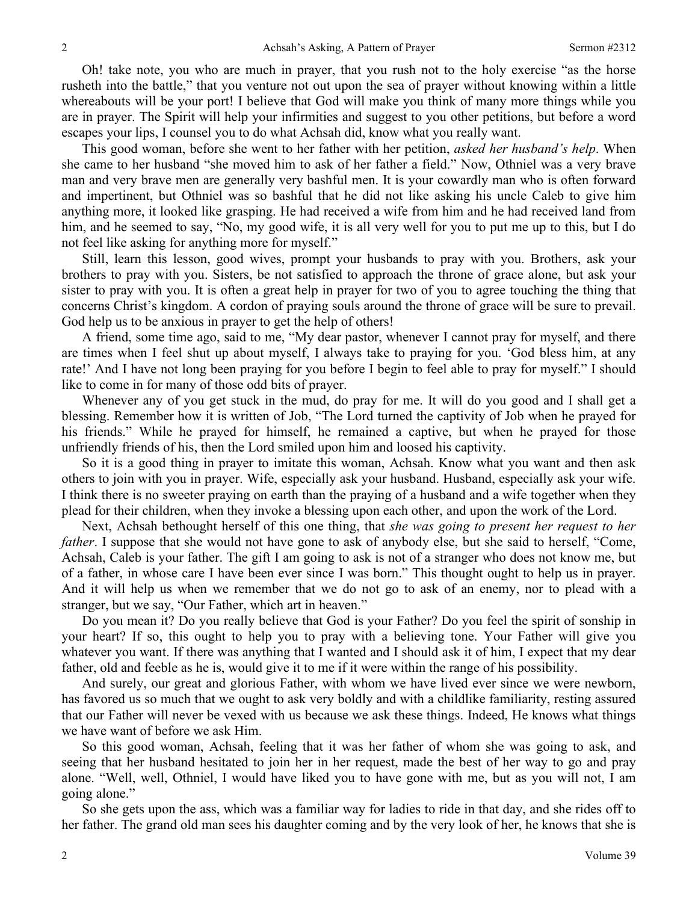Oh! take note, you who are much in prayer, that you rush not to the holy exercise "as the horse rusheth into the battle," that you venture not out upon the sea of prayer without knowing within a little whereabouts will be your port! I believe that God will make you think of many more things while you are in prayer. The Spirit will help your infirmities and suggest to you other petitions, but before a word escapes your lips, I counsel you to do what Achsah did, know what you really want.

This good woman, before she went to her father with her petition, *asked her husband's help*. When she came to her husband "she moved him to ask of her father a field." Now, Othniel was a very brave man and very brave men are generally very bashful men. It is your cowardly man who is often forward and impertinent, but Othniel was so bashful that he did not like asking his uncle Caleb to give him anything more, it looked like grasping. He had received a wife from him and he had received land from him, and he seemed to say, "No, my good wife, it is all very well for you to put me up to this, but I do not feel like asking for anything more for myself."

Still, learn this lesson, good wives, prompt your husbands to pray with you. Brothers, ask your brothers to pray with you. Sisters, be not satisfied to approach the throne of grace alone, but ask your sister to pray with you. It is often a great help in prayer for two of you to agree touching the thing that concerns Christ's kingdom. A cordon of praying souls around the throne of grace will be sure to prevail. God help us to be anxious in prayer to get the help of others!

A friend, some time ago, said to me, "My dear pastor, whenever I cannot pray for myself, and there are times when I feel shut up about myself, I always take to praying for you. 'God bless him, at any rate!' And I have not long been praying for you before I begin to feel able to pray for myself." I should like to come in for many of those odd bits of prayer.

Whenever any of you get stuck in the mud, do pray for me. It will do you good and I shall get a blessing. Remember how it is written of Job, "The Lord turned the captivity of Job when he prayed for his friends." While he prayed for himself, he remained a captive, but when he prayed for those unfriendly friends of his, then the Lord smiled upon him and loosed his captivity.

So it is a good thing in prayer to imitate this woman, Achsah. Know what you want and then ask others to join with you in prayer. Wife, especially ask your husband. Husband, especially ask your wife. I think there is no sweeter praying on earth than the praying of a husband and a wife together when they plead for their children, when they invoke a blessing upon each other, and upon the work of the Lord.

Next, Achsah bethought herself of this one thing, that *she was going to present her request to her father*. I suppose that she would not have gone to ask of anybody else, but she said to herself, "Come, Achsah, Caleb is your father. The gift I am going to ask is not of a stranger who does not know me, but of a father, in whose care I have been ever since I was born." This thought ought to help us in prayer. And it will help us when we remember that we do not go to ask of an enemy, nor to plead with a stranger, but we say, "Our Father, which art in heaven."

Do you mean it? Do you really believe that God is your Father? Do you feel the spirit of sonship in your heart? If so, this ought to help you to pray with a believing tone. Your Father will give you whatever you want. If there was anything that I wanted and I should ask it of him, I expect that my dear father, old and feeble as he is, would give it to me if it were within the range of his possibility.

And surely, our great and glorious Father, with whom we have lived ever since we were newborn, has favored us so much that we ought to ask very boldly and with a childlike familiarity, resting assured that our Father will never be vexed with us because we ask these things. Indeed, He knows what things we have want of before we ask Him.

So this good woman, Achsah, feeling that it was her father of whom she was going to ask, and seeing that her husband hesitated to join her in her request, made the best of her way to go and pray alone. "Well, well, Othniel, I would have liked you to have gone with me, but as you will not, I am going alone."

So she gets upon the ass, which was a familiar way for ladies to ride in that day, and she rides off to her father. The grand old man sees his daughter coming and by the very look of her, he knows that she is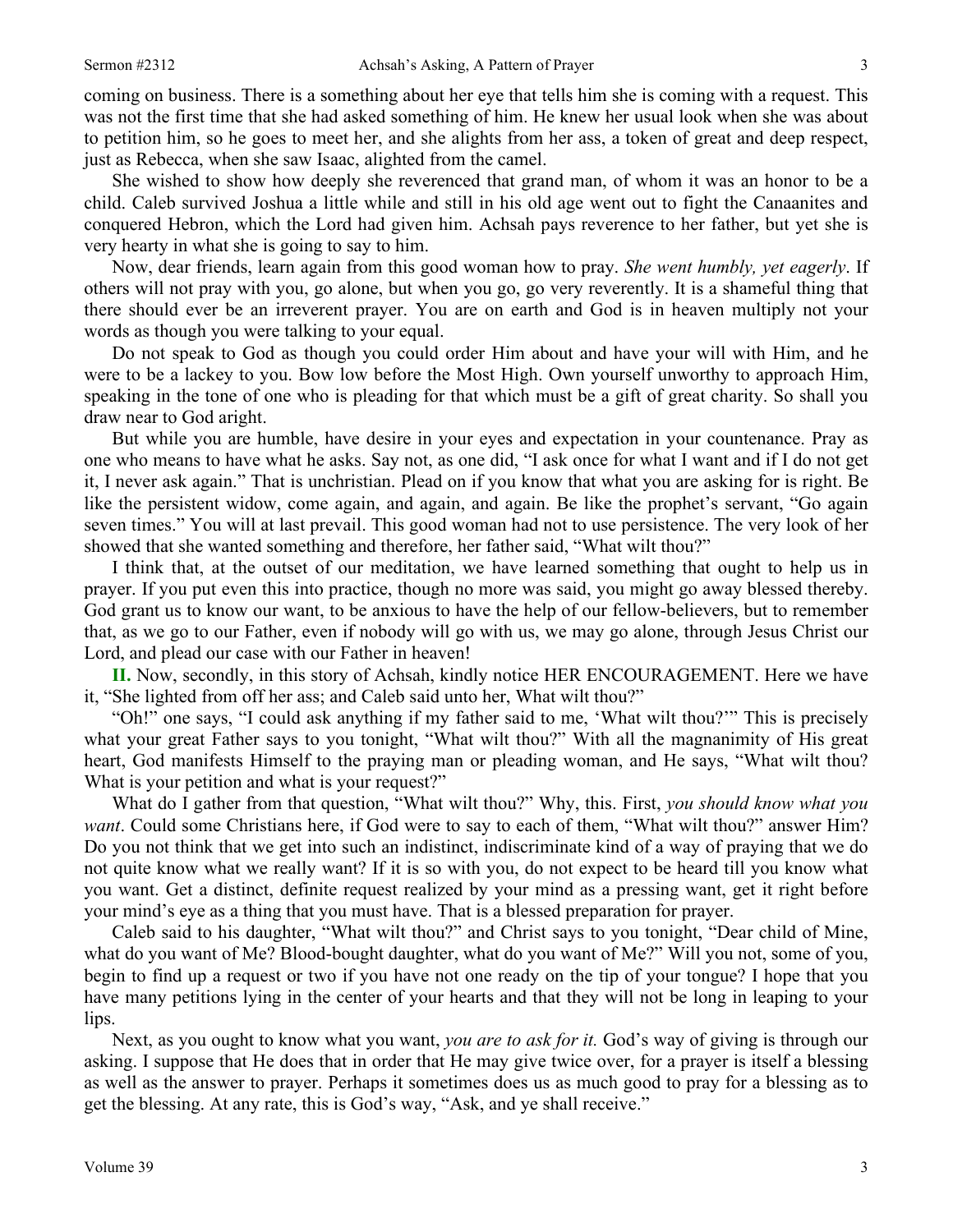coming on business. There is a something about her eye that tells him she is coming with a request. This was not the first time that she had asked something of him. He knew her usual look when she was about to petition him, so he goes to meet her, and she alights from her ass, a token of great and deep respect, just as Rebecca, when she saw Isaac, alighted from the camel.

She wished to show how deeply she reverenced that grand man, of whom it was an honor to be a child. Caleb survived Joshua a little while and still in his old age went out to fight the Canaanites and conquered Hebron, which the Lord had given him. Achsah pays reverence to her father, but yet she is very hearty in what she is going to say to him.

Now, dear friends, learn again from this good woman how to pray. *She went humbly, yet eagerly*. If others will not pray with you, go alone, but when you go, go very reverently. It is a shameful thing that there should ever be an irreverent prayer. You are on earth and God is in heaven multiply not your words as though you were talking to your equal.

Do not speak to God as though you could order Him about and have your will with Him, and he were to be a lackey to you. Bow low before the Most High. Own yourself unworthy to approach Him, speaking in the tone of one who is pleading for that which must be a gift of great charity. So shall you draw near to God aright.

But while you are humble, have desire in your eyes and expectation in your countenance. Pray as one who means to have what he asks. Say not, as one did, "I ask once for what I want and if I do not get it, I never ask again." That is unchristian. Plead on if you know that what you are asking for is right. Be like the persistent widow, come again, and again, and again. Be like the prophet's servant, "Go again seven times." You will at last prevail. This good woman had not to use persistence. The very look of her showed that she wanted something and therefore, her father said, "What wilt thou?"

I think that, at the outset of our meditation, we have learned something that ought to help us in prayer. If you put even this into practice, though no more was said, you might go away blessed thereby. God grant us to know our want, to be anxious to have the help of our fellow-believers, but to remember that, as we go to our Father, even if nobody will go with us, we may go alone, through Jesus Christ our Lord, and plead our case with our Father in heaven!

**II.** Now, secondly, in this story of Achsah, kindly notice HER ENCOURAGEMENT. Here we have it, "She lighted from off her ass; and Caleb said unto her, What wilt thou?"

"Oh!" one says, "I could ask anything if my father said to me, 'What wilt thou?'" This is precisely what your great Father says to you tonight, "What wilt thou?" With all the magnanimity of His great heart, God manifests Himself to the praying man or pleading woman, and He says, "What wilt thou? What is your petition and what is your request?"

What do I gather from that question, "What wilt thou?" Why, this. First, *you should know what you want*. Could some Christians here, if God were to say to each of them, "What wilt thou?" answer Him? Do you not think that we get into such an indistinct, indiscriminate kind of a way of praying that we do not quite know what we really want? If it is so with you, do not expect to be heard till you know what you want. Get a distinct, definite request realized by your mind as a pressing want, get it right before your mind's eye as a thing that you must have. That is a blessed preparation for prayer.

Caleb said to his daughter, "What wilt thou?" and Christ says to you tonight, "Dear child of Mine, what do you want of Me? Blood-bought daughter, what do you want of Me?" Will you not, some of you, begin to find up a request or two if you have not one ready on the tip of your tongue? I hope that you have many petitions lying in the center of your hearts and that they will not be long in leaping to your lips.

Next, as you ought to know what you want, *you are to ask for it.* God's way of giving is through our asking. I suppose that He does that in order that He may give twice over, for a prayer is itself a blessing as well as the answer to prayer. Perhaps it sometimes does us as much good to pray for a blessing as to get the blessing. At any rate, this is God's way, "Ask, and ye shall receive."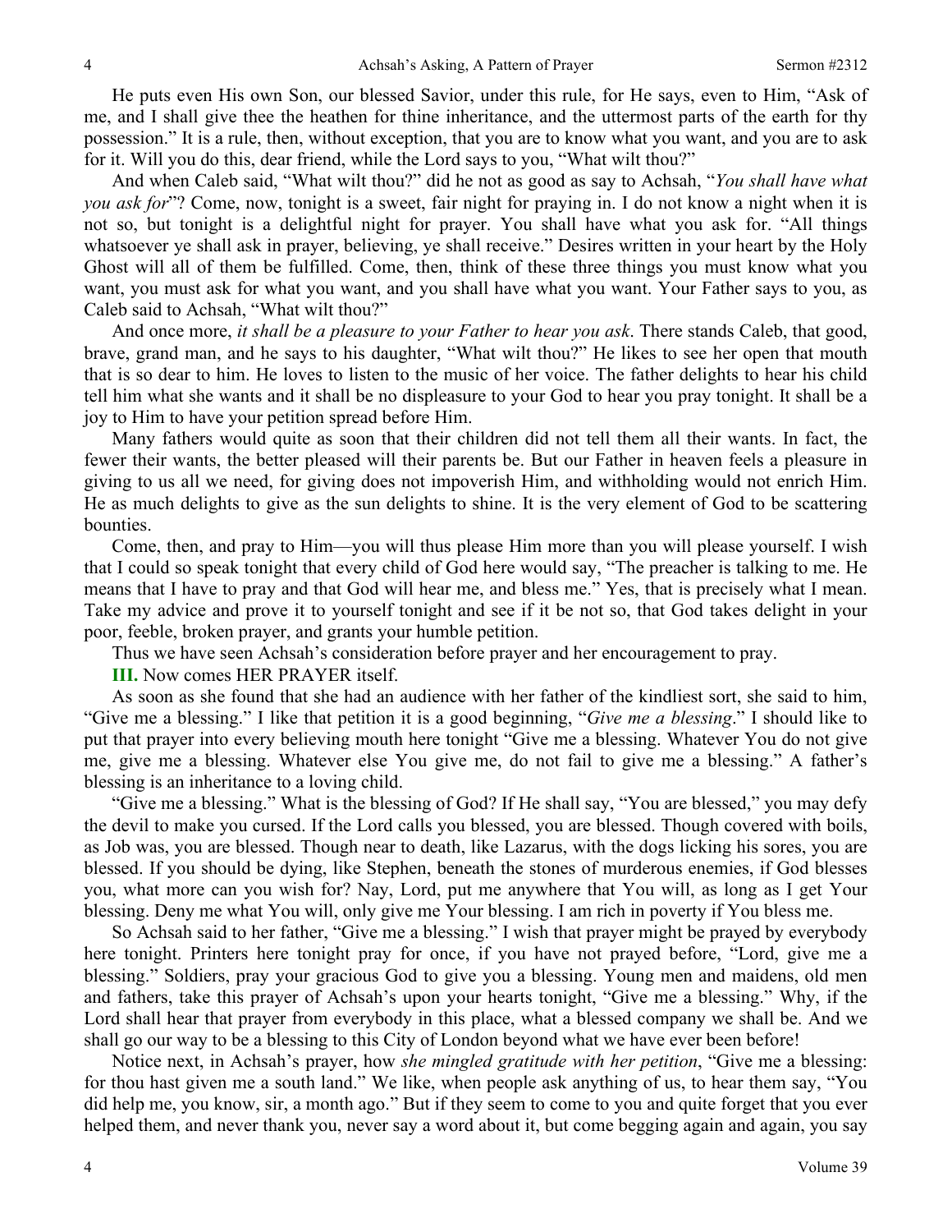He puts even His own Son, our blessed Savior, under this rule, for He says, even to Him, "Ask of me, and I shall give thee the heathen for thine inheritance, and the uttermost parts of the earth for thy possession." It is a rule, then, without exception, that you are to know what you want, and you are to ask for it. Will you do this, dear friend, while the Lord says to you, "What wilt thou?"

And when Caleb said, "What wilt thou?" did he not as good as say to Achsah, "*You shall have what you ask for*"? Come, now, tonight is a sweet, fair night for praying in. I do not know a night when it is not so, but tonight is a delightful night for prayer. You shall have what you ask for. "All things whatsoever ye shall ask in prayer, believing, ye shall receive." Desires written in your heart by the Holy Ghost will all of them be fulfilled. Come, then, think of these three things you must know what you want, you must ask for what you want, and you shall have what you want. Your Father says to you, as Caleb said to Achsah, "What wilt thou?"

And once more, *it shall be a pleasure to your Father to hear you ask*. There stands Caleb, that good, brave, grand man, and he says to his daughter, "What wilt thou?" He likes to see her open that mouth that is so dear to him. He loves to listen to the music of her voice. The father delights to hear his child tell him what she wants and it shall be no displeasure to your God to hear you pray tonight. It shall be a joy to Him to have your petition spread before Him.

Many fathers would quite as soon that their children did not tell them all their wants. In fact, the fewer their wants, the better pleased will their parents be. But our Father in heaven feels a pleasure in giving to us all we need, for giving does not impoverish Him, and withholding would not enrich Him. He as much delights to give as the sun delights to shine. It is the very element of God to be scattering bounties.

Come, then, and pray to Him—you will thus please Him more than you will please yourself. I wish that I could so speak tonight that every child of God here would say, "The preacher is talking to me. He means that I have to pray and that God will hear me, and bless me." Yes, that is precisely what I mean. Take my advice and prove it to yourself tonight and see if it be not so, that God takes delight in your poor, feeble, broken prayer, and grants your humble petition.

Thus we have seen Achsah's consideration before prayer and her encouragement to pray.

**III.** Now comes HER PRAYER itself.

As soon as she found that she had an audience with her father of the kindliest sort, she said to him, "Give me a blessing." I like that petition it is a good beginning, "*Give me a blessing*." I should like to put that prayer into every believing mouth here tonight "Give me a blessing. Whatever You do not give me, give me a blessing. Whatever else You give me, do not fail to give me a blessing." A father's blessing is an inheritance to a loving child.

"Give me a blessing." What is the blessing of God? If He shall say, "You are blessed," you may defy the devil to make you cursed. If the Lord calls you blessed, you are blessed. Though covered with boils, as Job was, you are blessed. Though near to death, like Lazarus, with the dogs licking his sores, you are blessed. If you should be dying, like Stephen, beneath the stones of murderous enemies, if God blesses you, what more can you wish for? Nay, Lord, put me anywhere that You will, as long as I get Your blessing. Deny me what You will, only give me Your blessing. I am rich in poverty if You bless me.

So Achsah said to her father, "Give me a blessing." I wish that prayer might be prayed by everybody here tonight. Printers here tonight pray for once, if you have not prayed before, "Lord, give me a blessing." Soldiers, pray your gracious God to give you a blessing. Young men and maidens, old men and fathers, take this prayer of Achsah's upon your hearts tonight, "Give me a blessing." Why, if the Lord shall hear that prayer from everybody in this place, what a blessed company we shall be. And we shall go our way to be a blessing to this City of London beyond what we have ever been before!

Notice next, in Achsah's prayer, how *she mingled gratitude with her petition*, "Give me a blessing: for thou hast given me a south land." We like, when people ask anything of us, to hear them say, "You did help me, you know, sir, a month ago." But if they seem to come to you and quite forget that you ever helped them, and never thank you, never say a word about it, but come begging again and again, you say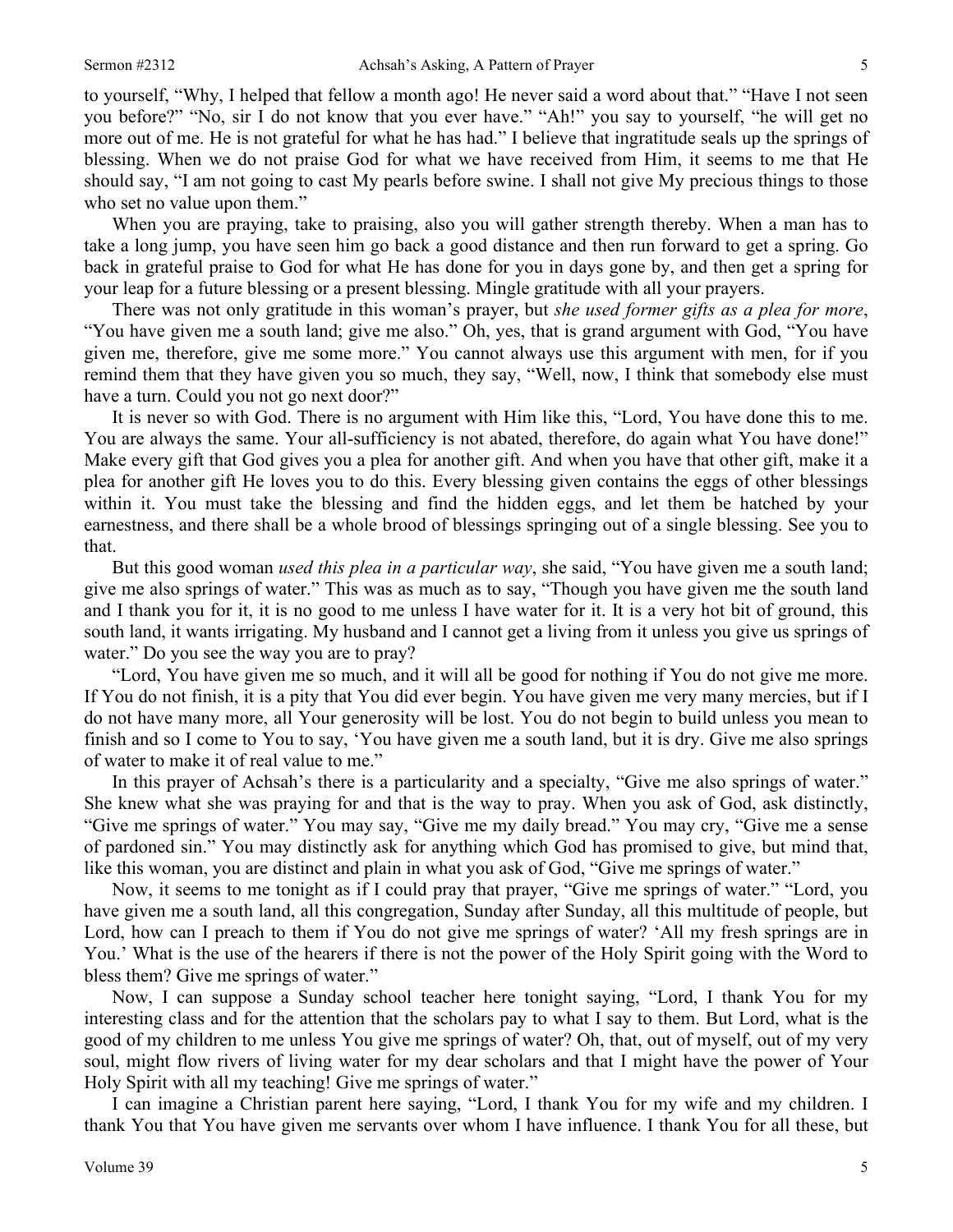to yourself, "Why, I helped that fellow a month ago! He never said a word about that." "Have I not seen you before?" "No, sir I do not know that you ever have." "Ah!" you say to yourself, "he will get no more out of me. He is not grateful for what he has had." I believe that ingratitude seals up the springs of blessing. When we do not praise God for what we have received from Him, it seems to me that He should say, "I am not going to cast My pearls before swine. I shall not give My precious things to those who set no value upon them."

When you are praying, take to praising, also you will gather strength thereby. When a man has to take a long jump, you have seen him go back a good distance and then run forward to get a spring. Go back in grateful praise to God for what He has done for you in days gone by, and then get a spring for your leap for a future blessing or a present blessing. Mingle gratitude with all your prayers.

There was not only gratitude in this woman's prayer, but *she used former gifts as a plea for more*, "You have given me a south land; give me also." Oh, yes, that is grand argument with God, "You have given me, therefore, give me some more." You cannot always use this argument with men, for if you remind them that they have given you so much, they say, "Well, now, I think that somebody else must have a turn. Could you not go next door?"

It is never so with God. There is no argument with Him like this, "Lord, You have done this to me. You are always the same. Your all-sufficiency is not abated, therefore, do again what You have done!" Make every gift that God gives you a plea for another gift. And when you have that other gift, make it a plea for another gift He loves you to do this. Every blessing given contains the eggs of other blessings within it. You must take the blessing and find the hidden eggs, and let them be hatched by your earnestness, and there shall be a whole brood of blessings springing out of a single blessing. See you to that.

But this good woman *used this plea in a particular way*, she said, "You have given me a south land; give me also springs of water." This was as much as to say, "Though you have given me the south land and I thank you for it, it is no good to me unless I have water for it. It is a very hot bit of ground, this south land, it wants irrigating. My husband and I cannot get a living from it unless you give us springs of water." Do you see the way you are to pray?

"Lord, You have given me so much, and it will all be good for nothing if You do not give me more. If You do not finish, it is a pity that You did ever begin. You have given me very many mercies, but if I do not have many more, all Your generosity will be lost. You do not begin to build unless you mean to finish and so I come to You to say, 'You have given me a south land, but it is dry. Give me also springs of water to make it of real value to me."

In this prayer of Achsah's there is a particularity and a specialty, "Give me also springs of water." She knew what she was praying for and that is the way to pray. When you ask of God, ask distinctly, "Give me springs of water." You may say, "Give me my daily bread." You may cry, "Give me a sense of pardoned sin." You may distinctly ask for anything which God has promised to give, but mind that, like this woman, you are distinct and plain in what you ask of God, "Give me springs of water."

Now, it seems to me tonight as if I could pray that prayer, "Give me springs of water." "Lord, you have given me a south land, all this congregation, Sunday after Sunday, all this multitude of people, but Lord, how can I preach to them if You do not give me springs of water? 'All my fresh springs are in You.' What is the use of the hearers if there is not the power of the Holy Spirit going with the Word to bless them? Give me springs of water."

Now, I can suppose a Sunday school teacher here tonight saying, "Lord, I thank You for my interesting class and for the attention that the scholars pay to what I say to them. But Lord, what is the good of my children to me unless You give me springs of water? Oh, that, out of myself, out of my very soul, might flow rivers of living water for my dear scholars and that I might have the power of Your Holy Spirit with all my teaching! Give me springs of water."

I can imagine a Christian parent here saying, "Lord, I thank You for my wife and my children. I thank You that You have given me servants over whom I have influence. I thank You for all these, but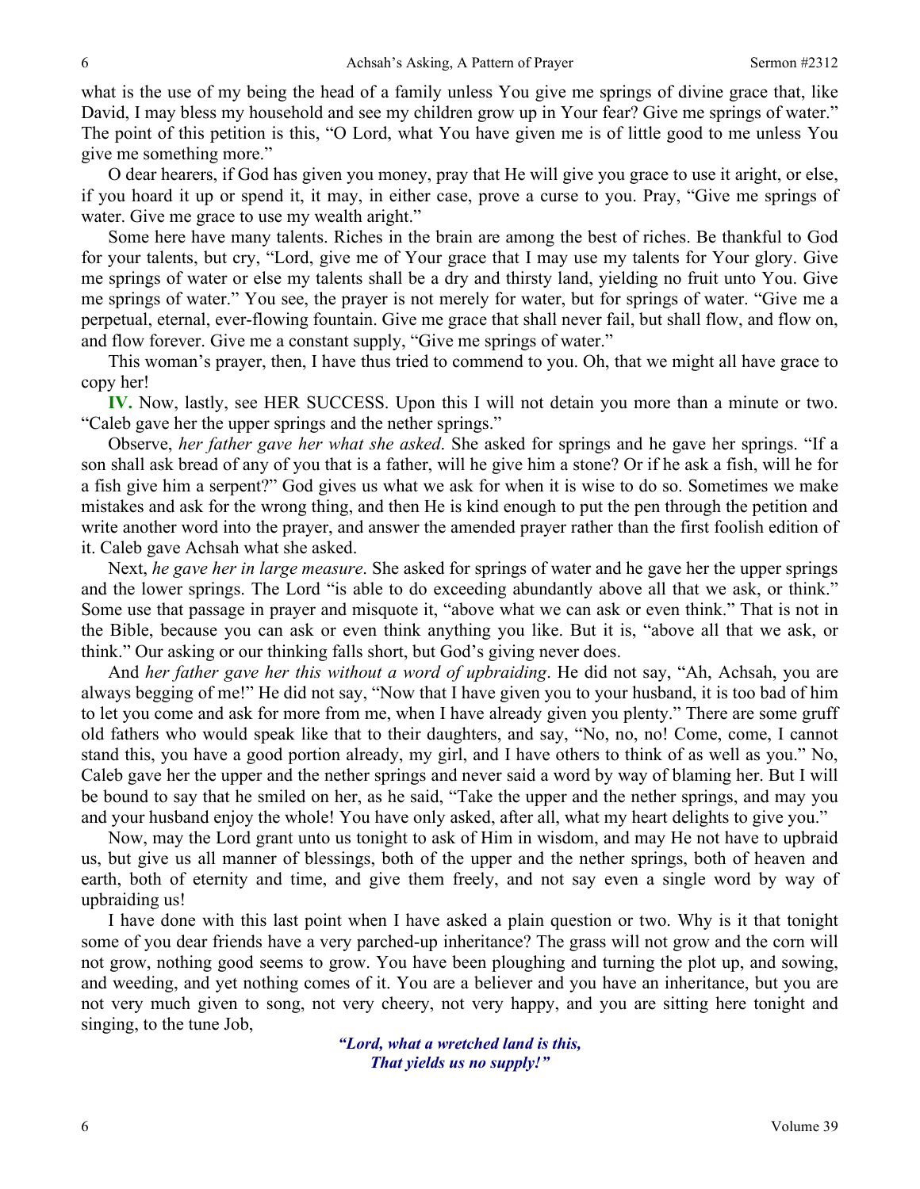what is the use of my being the head of a family unless You give me springs of divine grace that, like David, I may bless my household and see my children grow up in Your fear? Give me springs of water." The point of this petition is this, "O Lord, what You have given me is of little good to me unless You give me something more."

O dear hearers, if God has given you money, pray that He will give you grace to use it aright, or else, if you hoard it up or spend it, it may, in either case, prove a curse to you. Pray, "Give me springs of water. Give me grace to use my wealth aright."

Some here have many talents. Riches in the brain are among the best of riches. Be thankful to God for your talents, but cry, "Lord, give me of Your grace that I may use my talents for Your glory. Give me springs of water or else my talents shall be a dry and thirsty land, yielding no fruit unto You. Give me springs of water." You see, the prayer is not merely for water, but for springs of water. "Give me a perpetual, eternal, ever-flowing fountain. Give me grace that shall never fail, but shall flow, and flow on, and flow forever. Give me a constant supply, "Give me springs of water."

This woman's prayer, then, I have thus tried to commend to you. Oh, that we might all have grace to copy her!

**IV.** Now, lastly, see HER SUCCESS. Upon this I will not detain you more than a minute or two. "Caleb gave her the upper springs and the nether springs."

Observe, *her father gave her what she asked*. She asked for springs and he gave her springs. "If a son shall ask bread of any of you that is a father, will he give him a stone? Or if he ask a fish, will he for a fish give him a serpent?" God gives us what we ask for when it is wise to do so. Sometimes we make mistakes and ask for the wrong thing, and then He is kind enough to put the pen through the petition and write another word into the prayer, and answer the amended prayer rather than the first foolish edition of it. Caleb gave Achsah what she asked.

Next, *he gave her in large measure*. She asked for springs of water and he gave her the upper springs and the lower springs. The Lord "is able to do exceeding abundantly above all that we ask, or think." Some use that passage in prayer and misquote it, "above what we can ask or even think." That is not in the Bible, because you can ask or even think anything you like. But it is, "above all that we ask, or think." Our asking or our thinking falls short, but God's giving never does.

And *her father gave her this without a word of upbraiding*. He did not say, "Ah, Achsah, you are always begging of me!" He did not say, "Now that I have given you to your husband, it is too bad of him to let you come and ask for more from me, when I have already given you plenty." There are some gruff old fathers who would speak like that to their daughters, and say, "No, no, no! Come, come, I cannot stand this, you have a good portion already, my girl, and I have others to think of as well as you." No, Caleb gave her the upper and the nether springs and never said a word by way of blaming her. But I will be bound to say that he smiled on her, as he said, "Take the upper and the nether springs, and may you and your husband enjoy the whole! You have only asked, after all, what my heart delights to give you."

Now, may the Lord grant unto us tonight to ask of Him in wisdom, and may He not have to upbraid us, but give us all manner of blessings, both of the upper and the nether springs, both of heaven and earth, both of eternity and time, and give them freely, and not say even a single word by way of upbraiding us!

I have done with this last point when I have asked a plain question or two. Why is it that tonight some of you dear friends have a very parched-up inheritance? The grass will not grow and the corn will not grow, nothing good seems to grow. You have been ploughing and turning the plot up, and sowing, and weeding, and yet nothing comes of it. You are a believer and you have an inheritance, but you are not very much given to song, not very cheery, not very happy, and you are sitting here tonight and singing, to the tune Job,

*"Lord, what a wretched land is this,*
*That yields us no supply!"*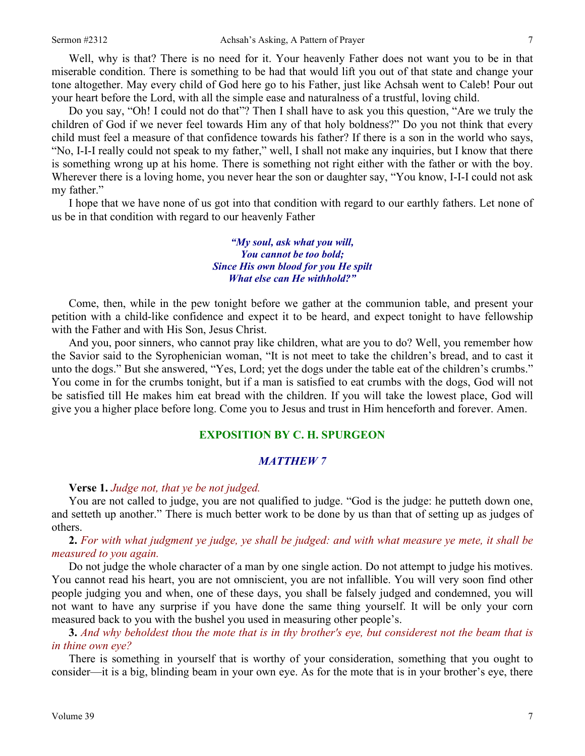Well, why is that? There is no need for it. Your heavenly Father does not want you to be in that miserable condition. There is something to be had that would lift you out of that state and change your tone altogether. May every child of God here go to his Father, just like Achsah went to Caleb! Pour out your heart before the Lord, with all the simple ease and naturalness of a trustful, loving child.

Do you say, "Oh! I could not do that"? Then I shall have to ask you this question, "Are we truly the children of God if we never feel towards Him any of that holy boldness?" Do you not think that every child must feel a measure of that confidence towards his father? If there is a son in the world who says, "No, I-I-I really could not speak to my father," well, I shall not make any inquiries, but I know that there is something wrong up at his home. There is something not right either with the father or with the boy. Wherever there is a loving home, you never hear the son or daughter say, "You know, I-I-I could not ask my father."

I hope that we have none of us got into that condition with regard to our earthly fathers. Let none of us be in that condition with regard to our heavenly Father

> ***"My soul, ask what you will,***
> ***You cannot be too bold;***
> ***Since His own blood for you He spilt***
> ***What else can He withhold?"***

Come, then, while in the pew tonight before we gather at the communion table, and present your petition with a child-like confidence and expect it to be heard, and expect tonight to have fellowship with the Father and with His Son, Jesus Christ.

And you, poor sinners, who cannot pray like children, what are you to do? Well, you remember how the Savior said to the Syrophenician woman, "It is not meet to take the children's bread, and to cast it unto the dogs." But she answered, "Yes, Lord; yet the dogs under the table eat of the children's crumbs." You come in for the crumbs tonight, but if a man is satisfied to eat crumbs with the dogs, God will not be satisfied till He makes him eat bread with the children. If you will take the lowest place, God will give you a higher place before long. Come you to Jesus and trust in Him henceforth and forever. Amen.

## EXPOSITION BY C. H. SPURGEON

### *MATTHEW 7*

**Verse 1.** *Judge not, that ye be not judged.*

You are not called to judge, you are not qualified to judge. "God is the judge: he putteth down one, and setteth up another." There is much better work to be done by us than that of setting up as judges of others.

**2.** *For with what judgment ye judge, ye shall be judged: and with what measure ye mete, it shall be measured to you again.*

Do not judge the whole character of a man by one single action. Do not attempt to judge his motives. You cannot read his heart, you are not omniscient, you are not infallible. You will very soon find other people judging you and when, one of these days, you shall be falsely judged and condemned, you will not want to have any surprise if you have done the same thing yourself. It will be only your corn measured back to you with the bushel you used in measuring other people's.

**3.** *And why beholdest thou the mote that is in thy brother's eye, but considerest not the beam that is in thine own eye?*

There is something in yourself that is worthy of your consideration, something that you ought to consider—it is a big, blinding beam in your own eye. As for the mote that is in your brother's eye, there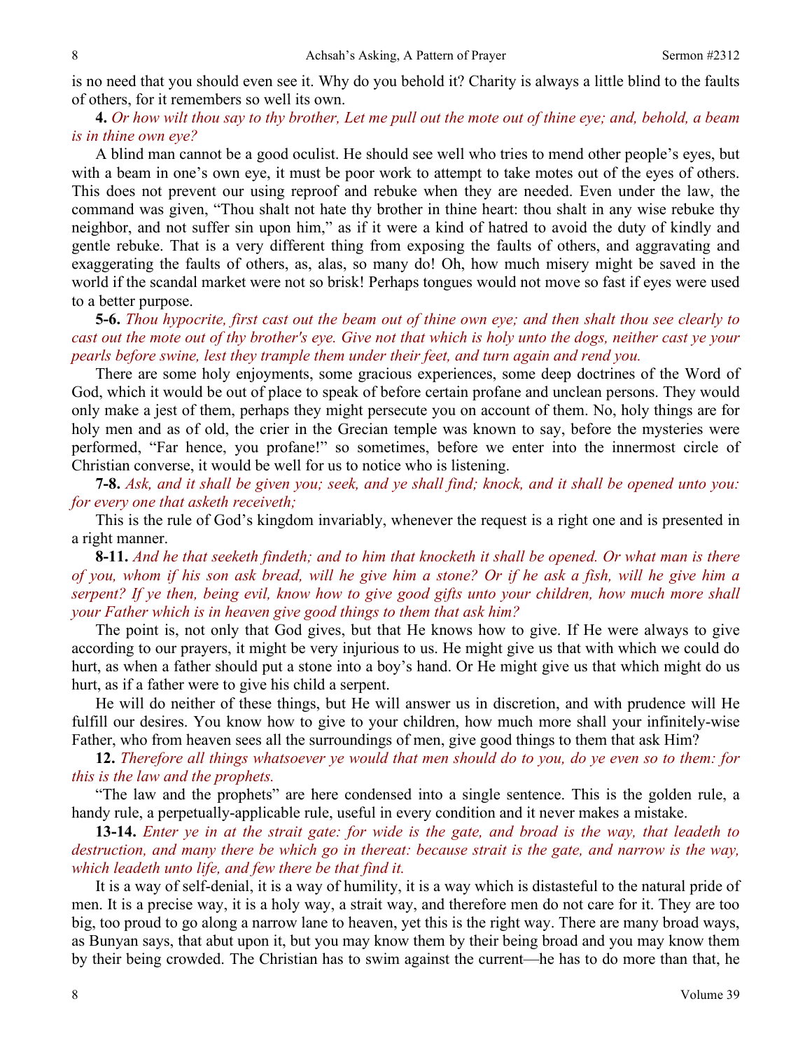is no need that you should even see it. Why do you behold it? Charity is always a little blind to the faults of others, for it remembers so well its own.

**4.** *Or how wilt thou say to thy brother, Let me pull out the mote out of thine eye; and, behold, a beam is in thine own eye?*

A blind man cannot be a good oculist. He should see well who tries to mend other people's eyes, but with a beam in one's own eye, it must be poor work to attempt to take motes out of the eyes of others. This does not prevent our using reproof and rebuke when they are needed. Even under the law, the command was given, "Thou shalt not hate thy brother in thine heart: thou shalt in any wise rebuke thy neighbor, and not suffer sin upon him," as if it were a kind of hatred to avoid the duty of kindly and gentle rebuke. That is a very different thing from exposing the faults of others, and aggravating and exaggerating the faults of others, as, alas, so many do! Oh, how much misery might be saved in the world if the scandal market were not so brisk! Perhaps tongues would not move so fast if eyes were used to a better purpose.

**5-6.** *Thou hypocrite, first cast out the beam out of thine own eye; and then shalt thou see clearly to cast out the mote out of thy brother's eye. Give not that which is holy unto the dogs, neither cast ye your pearls before swine, lest they trample them under their feet, and turn again and rend you.*

There are some holy enjoyments, some gracious experiences, some deep doctrines of the Word of God, which it would be out of place to speak of before certain profane and unclean persons. They would only make a jest of them, perhaps they might persecute you on account of them. No, holy things are for holy men and as of old, the crier in the Grecian temple was known to say, before the mysteries were performed, "Far hence, you profane!" so sometimes, before we enter into the innermost circle of Christian converse, it would be well for us to notice who is listening.

**7-8.** *Ask, and it shall be given you; seek, and ye shall find; knock, and it shall be opened unto you: for every one that asketh receiveth;*

This is the rule of God's kingdom invariably, whenever the request is a right one and is presented in a right manner.

**8-11.** *And he that seeketh findeth; and to him that knocketh it shall be opened. Or what man is there of you, whom if his son ask bread, will he give him a stone? Or if he ask a fish, will he give him a serpent? If ye then, being evil, know how to give good gifts unto your children, how much more shall your Father which is in heaven give good things to them that ask him?*

The point is, not only that God gives, but that He knows how to give. If He were always to give according to our prayers, it might be very injurious to us. He might give us that with which we could do hurt, as when a father should put a stone into a boy's hand. Or He might give us that which might do us hurt, as if a father were to give his child a serpent.

He will do neither of these things, but He will answer us in discretion, and with prudence will He fulfill our desires. You know how to give to your children, how much more shall your infinitely-wise Father, who from heaven sees all the surroundings of men, give good things to them that ask Him?

**12.** *Therefore all things whatsoever ye would that men should do to you, do ye even so to them: for this is the law and the prophets.*

"The law and the prophets" are here condensed into a single sentence. This is the golden rule, a handy rule, a perpetually-applicable rule, useful in every condition and it never makes a mistake.

**13-14.** *Enter ye in at the strait gate: for wide is the gate, and broad is the way, that leadeth to destruction, and many there be which go in thereat: because strait is the gate, and narrow is the way, which leadeth unto life, and few there be that find it.*

It is a way of self-denial, it is a way of humility, it is a way which is distasteful to the natural pride of men. It is a precise way, it is a holy way, a strait way, and therefore men do not care for it. They are too big, too proud to go along a narrow lane to heaven, yet this is the right way. There are many broad ways, as Bunyan says, that abut upon it, but you may know them by their being broad and you may know them by their being crowded. The Christian has to swim against the current—he has to do more than that, he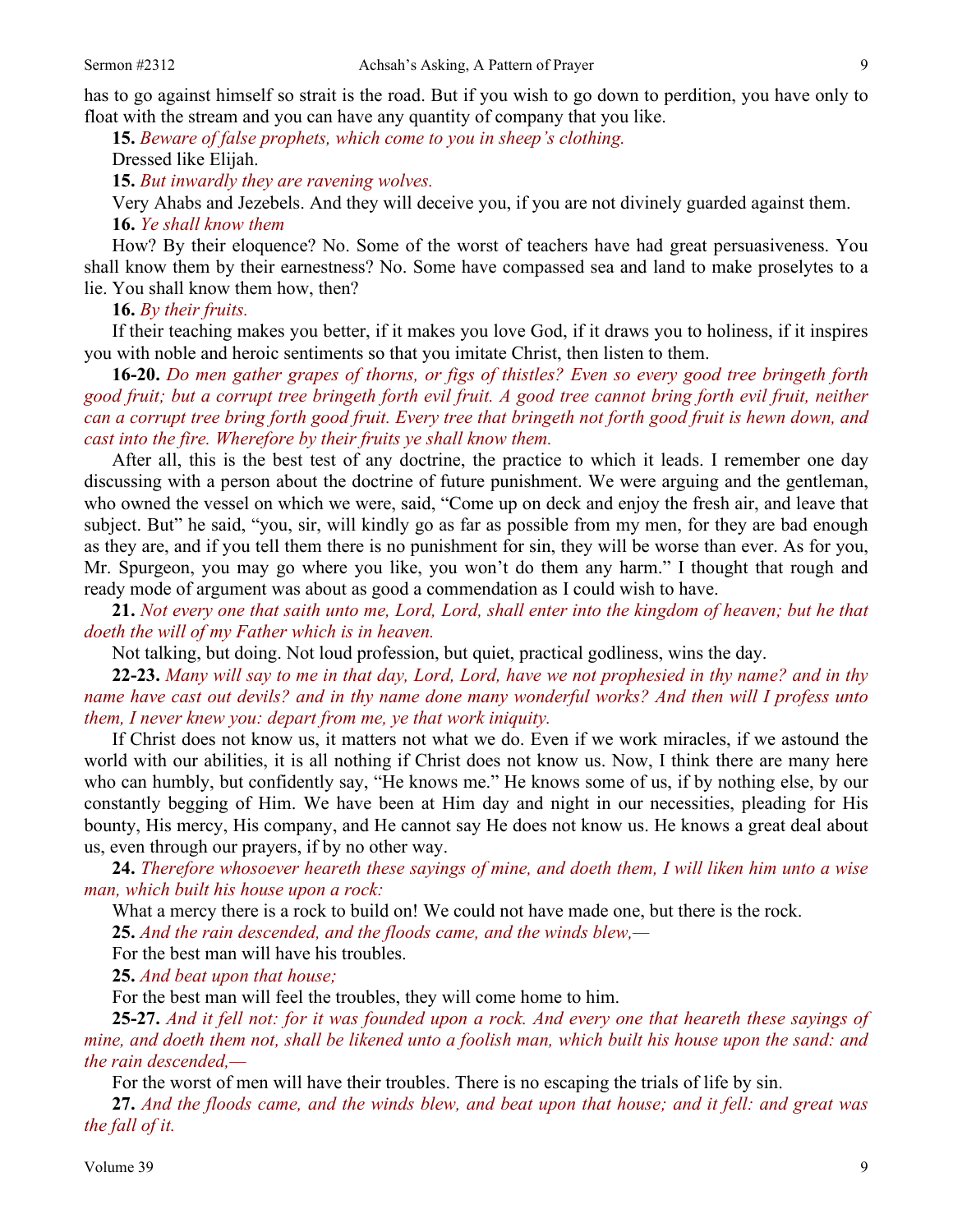has to go against himself so strait is the road. But if you wish to go down to perdition, you have only to float with the stream and you can have any quantity of company that you like.

**15.** *Beware of false prophets, which come to you in sheep's clothing.*

Dressed like Elijah.

**15.** *But inwardly they are ravening wolves.*

Very Ahabs and Jezebels. And they will deceive you, if you are not divinely guarded against them.

**16.** *Ye shall know them*

How? By their eloquence? No. Some of the worst of teachers have had great persuasiveness. You shall know them by their earnestness? No. Some have compassed sea and land to make proselytes to a lie. You shall know them how, then?

**16.** *By their fruits.*

If their teaching makes you better, if it makes you love God, if it draws you to holiness, if it inspires you with noble and heroic sentiments so that you imitate Christ, then listen to them.

**16-20.** *Do men gather grapes of thorns, or figs of thistles? Even so every good tree bringeth forth good fruit; but a corrupt tree bringeth forth evil fruit. A good tree cannot bring forth evil fruit, neither can a corrupt tree bring forth good fruit. Every tree that bringeth not forth good fruit is hewn down, and cast into the fire. Wherefore by their fruits ye shall know them.*

After all, this is the best test of any doctrine, the practice to which it leads. I remember one day discussing with a person about the doctrine of future punishment. We were arguing and the gentleman, who owned the vessel on which we were, said, "Come up on deck and enjoy the fresh air, and leave that subject. But" he said, "you, sir, will kindly go as far as possible from my men, for they are bad enough as they are, and if you tell them there is no punishment for sin, they will be worse than ever. As for you, Mr. Spurgeon, you may go where you like, you won't do them any harm." I thought that rough and ready mode of argument was about as good a commendation as I could wish to have.

**21.** *Not every one that saith unto me, Lord, Lord, shall enter into the kingdom of heaven; but he that doeth the will of my Father which is in heaven.*

Not talking, but doing. Not loud profession, but quiet, practical godliness, wins the day.

**22-23.** *Many will say to me in that day, Lord, Lord, have we not prophesied in thy name? and in thy name have cast out devils? and in thy name done many wonderful works? And then will I profess unto them, I never knew you: depart from me, ye that work iniquity.*

If Christ does not know us, it matters not what we do. Even if we work miracles, if we astound the world with our abilities, it is all nothing if Christ does not know us. Now, I think there are many here who can humbly, but confidently say, "He knows me." He knows some of us, if by nothing else, by our constantly begging of Him. We have been at Him day and night in our necessities, pleading for His bounty, His mercy, His company, and He cannot say He does not know us. He knows a great deal about us, even through our prayers, if by no other way.

**24.** *Therefore whosoever heareth these sayings of mine, and doeth them, I will liken him unto a wise man, which built his house upon a rock:*

What a mercy there is a rock to build on! We could not have made one, but there is the rock.

**25.** *And the rain descended, and the floods came, and the winds blew,—*

For the best man will have his troubles.

**25.** *And beat upon that house;*

For the best man will feel the troubles, they will come home to him.

**25-27.** *And it fell not: for it was founded upon a rock. And every one that heareth these sayings of mine, and doeth them not, shall be likened unto a foolish man, which built his house upon the sand: and the rain descended,—*

For the worst of men will have their troubles. There is no escaping the trials of life by sin.

**27.** *And the floods came, and the winds blew, and beat upon that house; and it fell: and great was the fall of it.*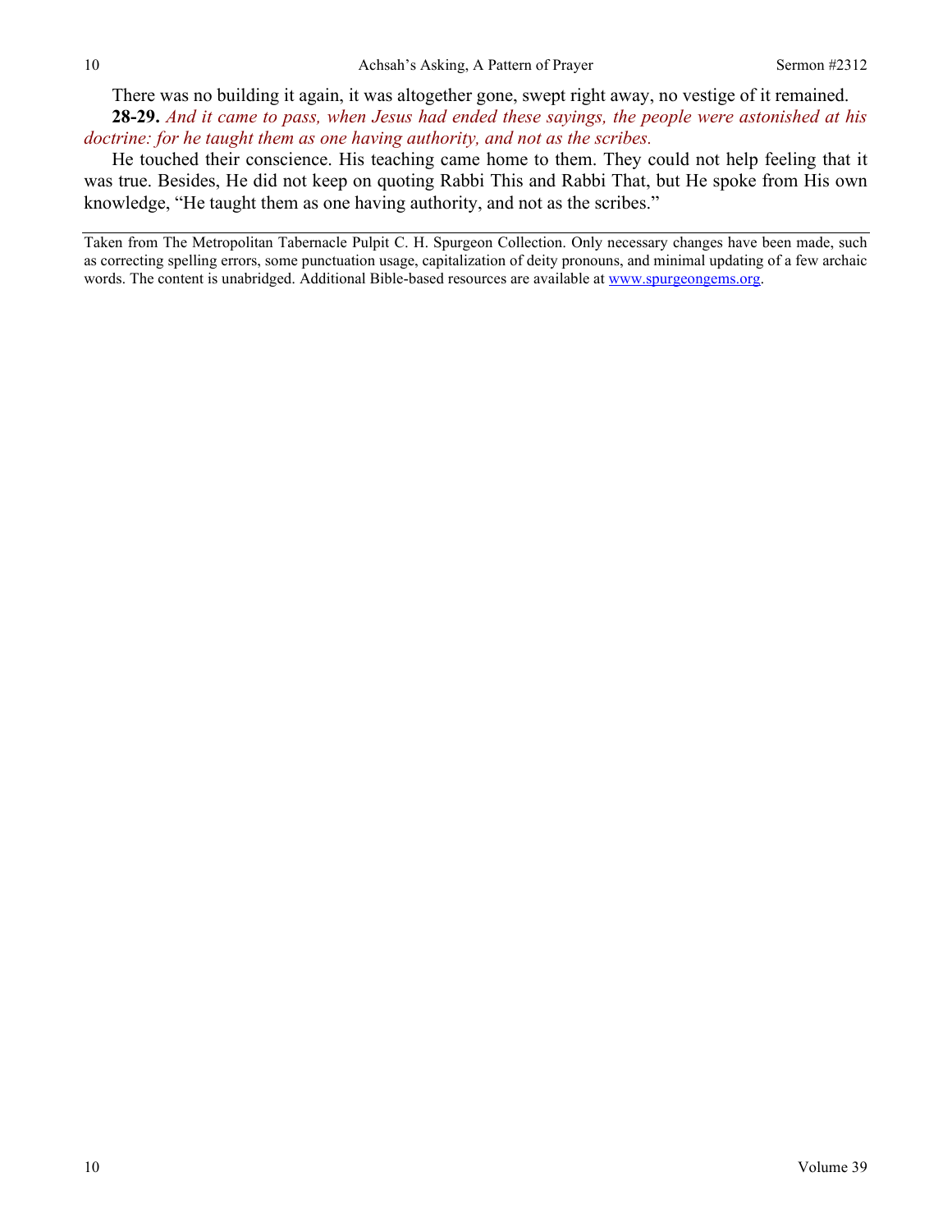There was no building it again, it was altogether gone, swept right away, no vestige of it remained.

**28-29.** *And it came to pass, when Jesus had ended these sayings, the people were astonished at his doctrine: for he taught them as one having authority, and not as the scribes.*

He touched their conscience. His teaching came home to them. They could not help feeling that it was true. Besides, He did not keep on quoting Rabbi This and Rabbi That, but He spoke from His own knowledge, "He taught them as one having authority, and not as the scribes."

---

Taken from The Metropolitan Tabernacle Pulpit C. H. Spurgeon Collection. Only necessary changes have been made, such as correcting spelling errors, some punctuation usage, capitalization of deity pronouns, and minimal updating of a few archaic words. The content is unabridged. Additional Bible-based resources are available at www.spurgeongems.org.